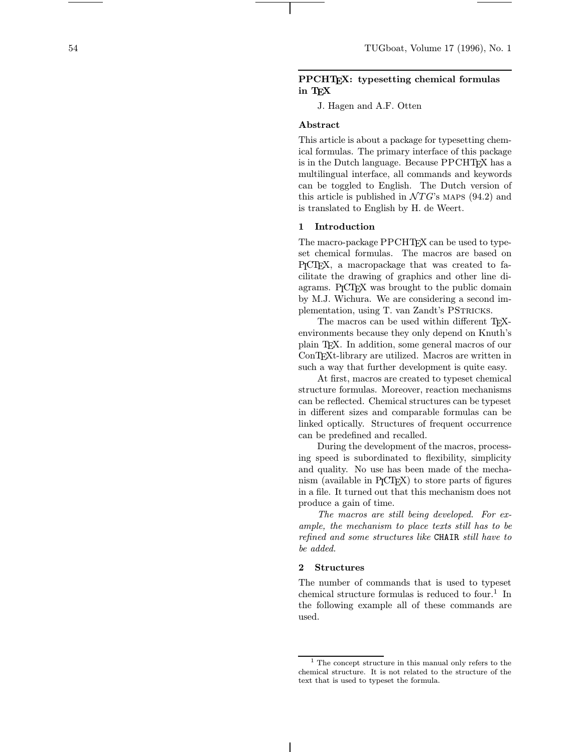## PPCHTEX: typesetting chemical formulas in TEX

J. Hagen and A.F. Otten

### Abstract

This article is about a package for typesetting chemical formulas. The primary interface of this package is in the Dutch language. Because PPCHTEX has a multilingual interface, all commands and keywords can be toggled to English. The Dutch version of this article is published in $\mathcal{NTG}$'s MAPS (94.2) and is translated to English by H. de Weert.

### 1 Introduction

The macro-package PPCHTEX can be used to typeset chemical formulas. The macros are based on PICTEX, a macropackage that was created to facilitate the drawing of graphics and other line diagrams. PICTEX was brought to the public domain by M.J. Wichura. We are considering a second implementation, using T. van Zandt's PSTRICKS.

The macros can be used within different TEX-environments because they only depend on Knuth's plain TEX. In addition, some general macros of our ConTEXt-library are utilized. Macros are written in such a way that further development is quite easy.

At first, macros are created to typeset chemical structure formulas. Moreover, reaction mechanisms can be reflected. Chemical structures can be typeset in different sizes and comparable formulas can be linked optically. Structures of frequent occurrence can be predefined and recalled.

During the development of the macros, processing speed is subordinated to flexibility, simplicity and quality. No use has been made of the mechanism (available in PICTEX) to store parts of figures in a file. It turned out that this mechanism does not produce a gain of time.

*The macros are still being developed. For example, the mechanism to place texts still has to be refined and some structures like* `CHAIR` *still have to be added.*

### 2 Structures

The number of commands that is used to typeset chemical structure formulas is reduced to four.[1] In the following example all of these commands are used.

[1] The concept structure in this manual only refers to the chemical structure. It is not related to the structure of the text that is used to typeset the formula.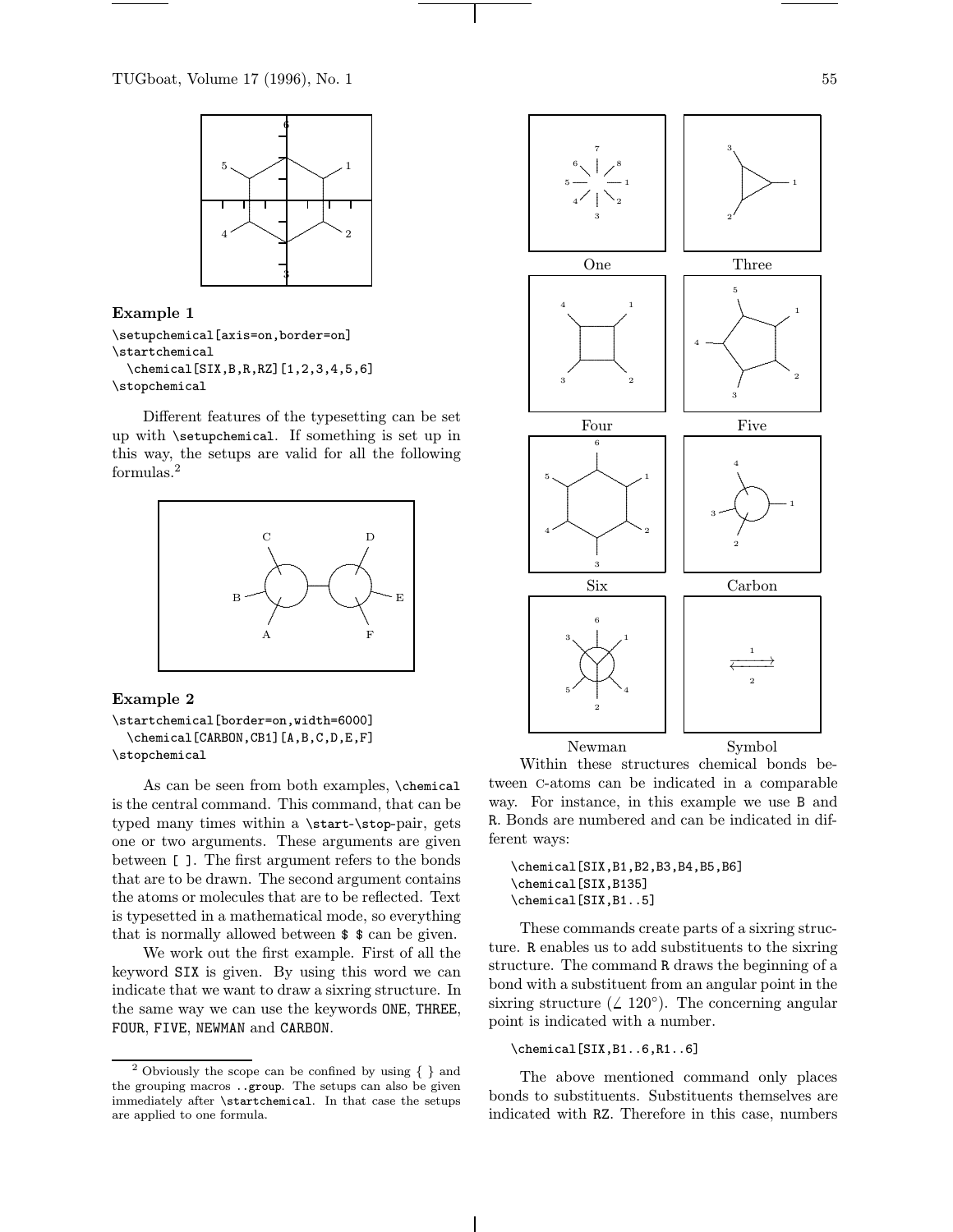**Example 1**

```
\setupchemical[axis=on,border=on]
\startchemical
  \chemical[SIX,B,R,RZ][1,2,3,4,5,6]
\stopchemical
```

Different features of the typesetting can be set up with `\setupchemical`. If something is set up in this way, the setups are valid for all the following formulas.[2]

**Example 2**

```
\startchemical[border=on,width=6000]
  \chemical[CARBON,CB1][A,B,C,D,E,F]
\stopchemical
```

As can be seen from both examples, `\chemical` is the central command. This command, that can be typed many times within a `\start`-`\stop`-pair, gets one or two arguments. These arguments are given between `[ ]`. The first argument refers to the bonds that are to be drawn. The second argument contains the atoms or molecules that are to be reflected. Text is typesetted in a mathematical mode, so everything that is normally allowed between `$ $` can be given.

We work out the first example. First of all the keyword `SIX` is given. By using this word we can indicate that we want to draw a sixring structure. In the same way we can use the keywords `ONE`, `THREE`, `FOUR`, `FIVE`, `NEWMAN` and `CARBON`.

One

Three

Four

Five

Six

Carbon

Newman

Symbol

Within these structures chemical bonds between C-atoms can be indicated in a comparable way. For instance, in this example we use `B` and `R`. Bonds are numbered and can be indicated in different ways:

```
\chemical[SIX,B1,B2,B3,B4,B5,B6]
\chemical[SIX,B135]
\chemical[SIX,B1..5]
```

These commands create parts of a sixring structure. `R` enables us to add substituents to the sixring structure. The command `R` draws the beginning of a bond with a substituent from an angular point in the sixring structure ($\angle$ 120°). The concerning angular point is indicated with a number.

```
\chemical[SIX,B1..6,R1..6]
```

The above mentioned command only places bonds to substituents. Substituents themselves are indicated with `RZ`. Therefore in this case, numbers

[2] Obviously the scope can be confined by using { } and the grouping macros `..group`. The setups can also be given immediately after `\startchemical`. In that case the setups are applied to one formula.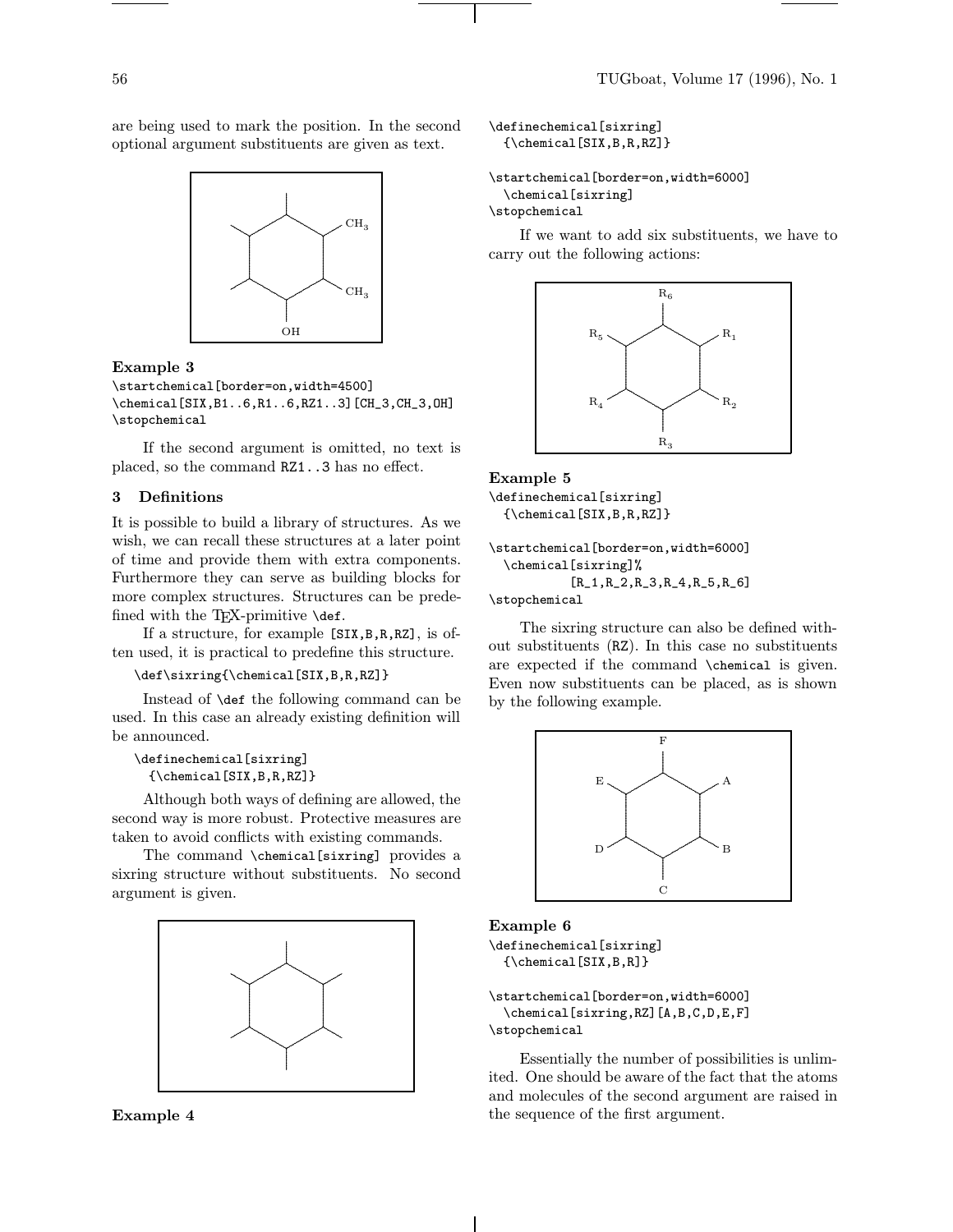are being used to mark the position. In the second optional argument substituents are given as text.

CH3

CH3

OH

**Example 3**

```
\startchemical[border=on,width=4500]
\chemical[SIX,B1..6,R1..6,RZ1..3][CH_3,CH_3,OH]
\stopchemical
```

If the second argument is omitted, no text is placed, so the command `RZ1..3` has no effect.

## 3 Definitions

It is possible to build a library of structures. As we wish, we can recall these structures at a later point of time and provide them with extra components. Furthermore they can serve as building blocks for more complex structures. Structures can be predefined with the TEX-primitive `\def`.

If a structure, for example `[SIX,B,R,RZ]`, is often used, it is practical to predefine this structure.

```
\def\sixring{\chemical[SIX,B,R,RZ]}
```

Instead of `\def` the following command can be used. In this case an already existing definition will be announced.

```
\definechemical[sixring]
  {\chemical[SIX,B,R,RZ]}
```

Although both ways of defining are allowed, the second way is more robust. Protective measures are taken to avoid conflicts with existing commands.

The command `\chemical[sixring]` provides a sixring structure without substituents. No second argument is given.

**Example 4**

```
\definechemical[sixring]
  {\chemical[SIX,B,R,RZ]}

\startchemical[border=on,width=6000]
  \chemical[sixring]
\stopchemical
```

If we want to add six substituents, we have to carry out the following actions:

R6

R5 R1

R4 R2

R3

**Example 5**

```
\definechemical[sixring]
  {\chemical[SIX,B,R,RZ]}

\startchemical[border=on,width=6000]
  \chemical[sixring]%
           [R_1,R_2,R_3,R_4,R_5,R_6]
\stopchemical
```

The sixring structure can also be defined without substituents (`RZ`). In this case no substituents are expected if the command `\chemical` is given. Even now substituents can be placed, as is shown by the following example.

F

E A

D B

C

**Example 6**

```
\definechemical[sixring]
  {\chemical[SIX,B,R]}

\startchemical[border=on,width=6000]
  \chemical[sixring,RZ][A,B,C,D,E,F]
\stopchemical
```

Essentially the number of possibilities is unlimited. One should be aware of the fact that the atoms and molecules of the second argument are raised in the sequence of the first argument.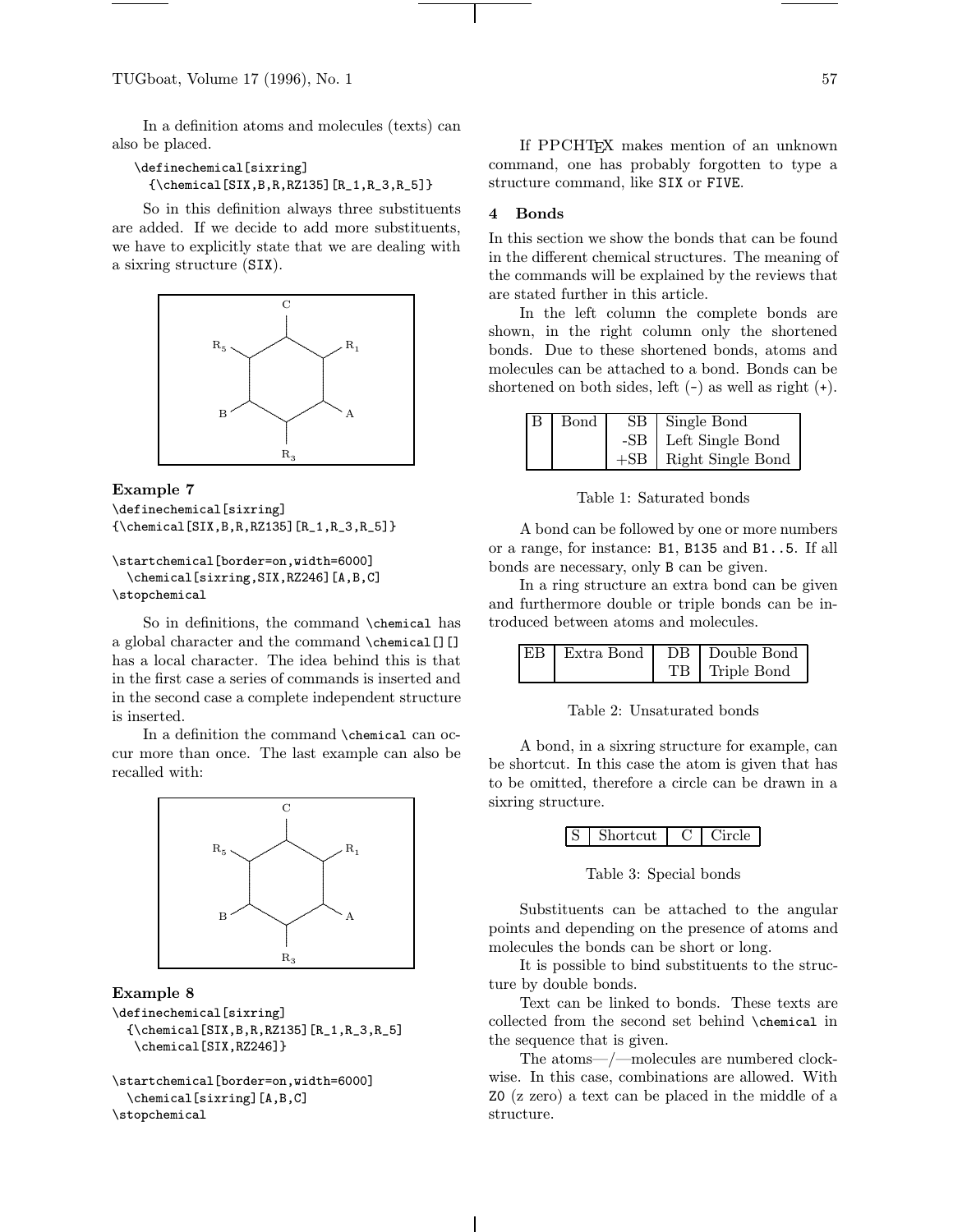In a definition atoms and molecules (texts) can also be placed.

```
\definechemical[sixring]
  {\chemical[SIX,B,R,RZ135][R_1,R_3,R_5]}
```

So in this definition always three substituents are added. If we decide to add more substituents, we have to explicitly state that we are dealing with a sixring structure (SIX).

C

$R_5$ $R_1$

B A

$R_3$

**Example 7**

```
\definechemical[sixring]
{\chemical[SIX,B,R,RZ135][R_1,R_3,R_5]}

\startchemical[border=on,width=6000]
  \chemical[sixring,SIX,RZ246][A,B,C]
\stopchemical
```

So in definitions, the command `\chemical` has a global character and the command `\chemical[][]` has a local character. The idea behind this is that in the first case a series of commands is inserted and in the second case a complete independent structure is inserted.

In a definition the command `\chemical` can occur more than once. The last example can also be recalled with:

C

$R_5$ $R_1$

B A

$R_3$

**Example 8**

```
\definechemical[sixring]
  {\chemical[SIX,B,R,RZ135][R_1,R_3,R_5]
   \chemical[SIX,RZ246]}

\startchemical[border=on,width=6000]
  \chemical[sixring][A,B,C]
\stopchemical
```

If PPCHTEX makes mention of an unknown command, one has probably forgotten to type a structure command, like SIX or FIVE.

## 4 Bonds

In this section we show the bonds that can be found in the different chemical structures. The meaning of the commands will be explained by the reviews that are stated further in this article.

In the left column the complete bonds are shown, in the right column only the shortened bonds. Due to these shortened bonds, atoms and molecules can be attached to a bond. Bonds can be shortened on both sides, left (-) as well as right (+).

| | | | |
|---|---|---|---|
| B | Bond | SB | Single Bond |
| | | -SB | Left Single Bond |
| | | +SB | Right Single Bond |

Table 1: Saturated bonds

A bond can be followed by one or more numbers or a range, for instance: B1, B135 and B1..5. If all bonds are necessary, only B can be given.

In a ring structure an extra bond can be given and furthermore double or triple bonds can be introduced between atoms and molecules.

| | | | |
|---|---|---|---|
| EB | Extra Bond | DB | Double Bond |
| | | TB | Triple Bond |

Table 2: Unsaturated bonds

A bond, in a sixring structure for example, can be shortcut. In this case the atom is given that has to be omitted, therefore a circle can be drawn in a sixring structure.

| | | | |
|---|---|---|---|
| S | Shortcut | C | Circle |

Table 3: Special bonds

Substituents can be attached to the angular points and depending on the presence of atoms and molecules the bonds can be short or long.

It is possible to bind substituents to the structure by double bonds.

Text can be linked to bonds. These texts are collected from the second set behind `\chemical` in the sequence that is given.

The atoms—/—molecules are numbered clockwise. In this case, combinations are allowed. With Z0 (z zero) a text can be placed in the middle of a structure.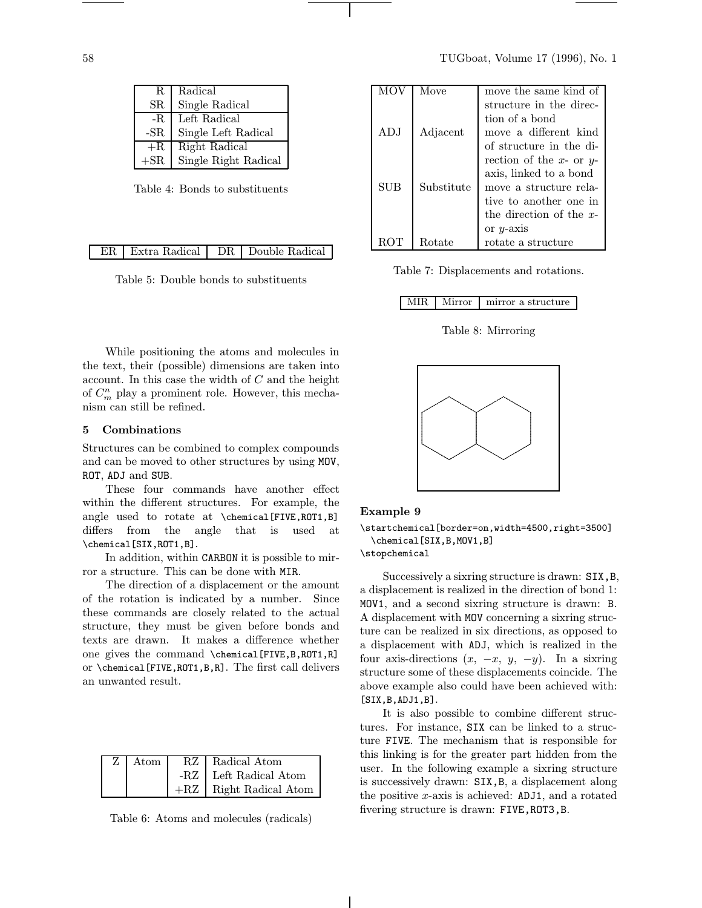| | |
|---|---|
| R | Radical |
| SR | Single Radical |
| -R | Left Radical |
| -SR | Single Left Radical |
| +R | Right Radical |
| +SR | Single Right Radical |

Table 4: Bonds to substituents

| | | | |
|---|---|---|---|
| ER | Extra Radical | DR | Double Radical |

Table 5: Double bonds to substituents

While positioning the atoms and molecules in the text, their (possible) dimensions are taken into account. In this case the width of $C$ and the height of $C_m^n$ play a prominent role. However, this mechanism can still be refined.

## 5 Combinations

Structures can be combined to complex compounds and can be moved to other structures by using `MOV`, `ROT`, `ADJ` and `SUB`.

These four commands have another effect within the different structures. For example, the angle used to rotate at `\chemical[FIVE,ROT1,B]` differs from the angle that is used at `\chemical[SIX,ROT1,B]`.

In addition, within `CARBON` it is possible to mirror a structure. This can be done with `MIR`.

The direction of a displacement or the amount of the rotation is indicated by a number. Since these commands are closely related to the actual structure, they must be given before bonds and texts are drawn. It makes a difference whether one gives the command `\chemical[FIVE,B,ROT1,R]` or `\chemical[FIVE,ROT1,B,R]`. The first call delivers an unwanted result.

| | | | |
|---|---|---|---|
| Z | Atom | RZ | Radical Atom |
| | | -RZ | Left Radical Atom |
| | | +RZ | Right Radical Atom |

Table 6: Atoms and molecules (radicals)

| | | |
|---|---|---|
| MOV | Move | move the same kind of structure in the direction of a bond |
| ADJ | Adjacent | move a different kind of structure in the direction of the $x$- or $y$-axis, linked to a bond |
| SUB | Substitute | move a structure relative to another one in the direction of the $x$- or $y$-axis |
| ROT | Rotate | rotate a structure |

Table 7: Displacements and rotations.

| | | |
|---|---|---|
| MIR | Mirror | mirror a structure |

Table 8: Mirroring

**Example 9**

```
\startchemical[border=on,width=4500,right=3500]
  \chemical[SIX,B,MOV1,B]
\stopchemical
```

Successively a sixring structure is drawn: `SIX,B`, a displacement is realized in the direction of bond 1: `MOV1`, and a second sixring structure is drawn: `B`. A displacement with `MOV` concerning a sixring structure can be realized in six directions, as opposed to a displacement with `ADJ`, which is realized in the four axis-directions ($x$, $-x$, $y$, $-y$). In a sixring structure some of these displacements coincide. The above example also could have been achieved with: `[SIX,B,ADJ1,B]`.

It is also possible to combine different structures. For instance, `SIX` can be linked to a structure `FIVE`. The mechanism that is responsible for this linking is for the greater part hidden from the user. In the following example a sixring structure is successively drawn: `SIX,B`, a displacement along the positive $x$-axis is achieved: `ADJ1`, and a rotated fivering structure is drawn: `FIVE,ROT3,B`.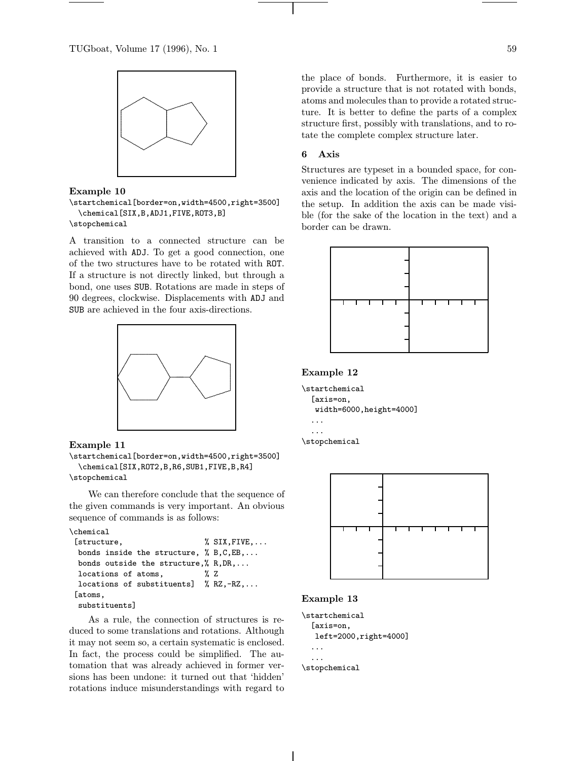**Example 10**

```
\startchemical[border=on,width=4500,right=3500]
  \chemical[SIX,B,ADJ1,FIVE,ROT3,B]
\stopchemical
```

A transition to a connected structure can be achieved with ADJ. To get a good connection, one of the two structures have to be rotated with ROT. If a structure is not directly linked, but through a bond, one uses SUB. Rotations are made in steps of 90 degrees, clockwise. Displacements with ADJ and SUB are achieved in the four axis-directions.

**Example 11**

```
\startchemical[border=on,width=4500,right=3500]
  \chemical[SIX,ROT2,B,R6,SUB1,FIVE,B,R4]
\stopchemical
```

We can therefore conclude that the sequence of the given commands is very important. An obvious sequence of commands is as follows:

```
\chemical
 [structure,                    % SIX,FIVE,...
  bonds inside the structure, % B,C,EB,...
  bonds outside the structure,% R,DR,...
  locations of atoms,         % Z
  locations of substituents]  % RZ,-RZ,...
 [atoms,
  substituents]
```

As a rule, the connection of structures is reduced to some translations and rotations. Although it may not seem so, a certain systematic is enclosed. In fact, the process could be simplified. The automation that was already achieved in former versions has been undone: it turned out that 'hidden' rotations induce misunderstandings with regard to the place of bonds. Furthermore, it is easier to provide a structure that is not rotated with bonds, atoms and molecules than to provide a rotated structure. It is better to define the parts of a complex structure first, possibly with translations, and to rotate the complete complex structure later.

## 6 Axis

Structures are typeset in a bounded space, for convenience indicated by axis. The dimensions of the axis and the location of the origin can be defined in the setup. In addition the axis can be made visible (for the sake of the location in the text) and a border can be drawn.

**Example 12**

```
\startchemical
  [axis=on,
   width=6000,height=4000]
  ...
  ...
\stopchemical
```

**Example 13**

```
\startchemical
  [axis=on,
   left=2000,right=4000]
  ...
  ...
\stopchemical
```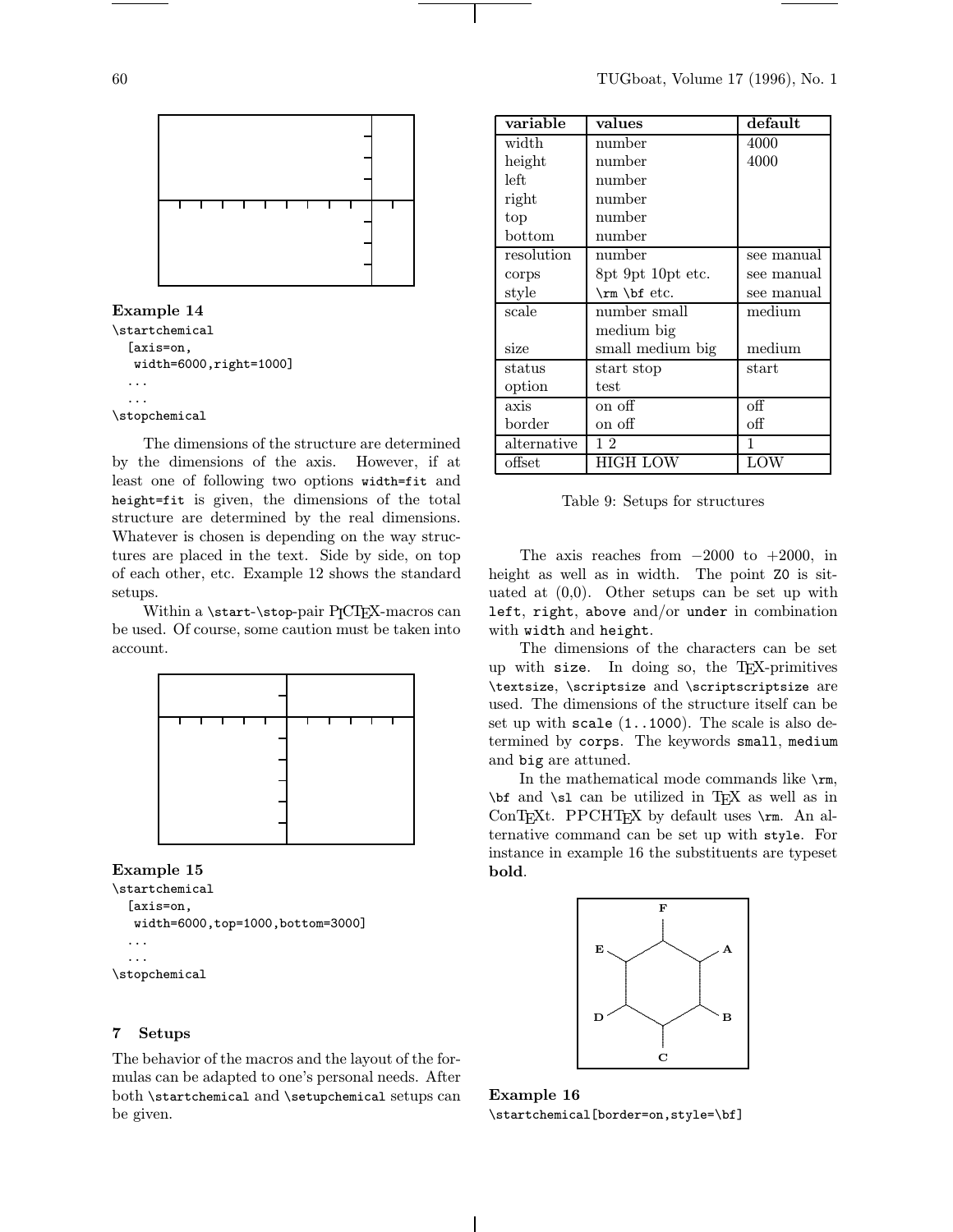**Example 14**

```
\startchemical
  [axis=on,
   width=6000,right=1000]
  ...
  ...
\stopchemical
```

The dimensions of the structure are determined by the dimensions of the axis. However, if at least one of following two options `width=fit` and `height=fit` is given, the dimensions of the total structure are determined by the real dimensions. Whatever is chosen is depending on the way structures are placed in the text. Side by side, on top of each other, etc. Example 12 shows the standard setups.

Within a `\start`-`\stop`-pair PICTEX-macros can be used. Of course, some caution must be taken into account.

**Example 15**

```
\startchemical
  [axis=on,
   width=6000,top=1000,bottom=3000]
  ...
  ...
\stopchemical
```

## 7 Setups

The behavior of the macros and the layout of the formulas can be adapted to one's personal needs. After both `\startchemical` and `\setupchemical` setups can be given.

| variable | values | default |
|---|---|---|
| width | number | 4000 |
| height | number | 4000 |
| left | number | |
| right | number | |
| top | number | |
| bottom | number | |
| resolution | number | see manual |
| corps | 8pt 9pt 10pt etc. | see manual |
| style | `\rm \bf` etc. | see manual |
| scale | number small medium big | medium |
| size | small medium big | medium |
| status | start stop | start |
| option | test | |
| axis | on off | off |
| border | on off | off |
| alternative | 1 2 | 1 |
| offset | HIGH LOW | LOW |

Table 9: Setups for structures

The axis reaches from $-2000$ to $+2000$, in height as well as in width. The point `Z0` is situated at (0,0). Other setups can be set up with `left`, `right`, `above` and/or `under` in combination with `width` and `height`.

The dimensions of the characters can be set up with `size`. In doing so, the TEX-primitives `\textsize`, `\scriptsize` and `\scriptscriptsize` are used. The dimensions of the structure itself can be set up with `scale` (`1..1000`). The scale is also determined by `corps`. The keywords `small`, `medium` and `big` are attuned.

In the mathematical mode commands like `\rm`, `\bf` and `\sl` can be utilized in TEX as well as in ConTEXt. PPCHTEX by default uses `\rm`. An alternative command can be set up with `style`. For instance in example 16 the substituents are typeset **bold**.

F
E
A
D
B
C

**Example 16**

```
\startchemical[border=on,style=\bf]
```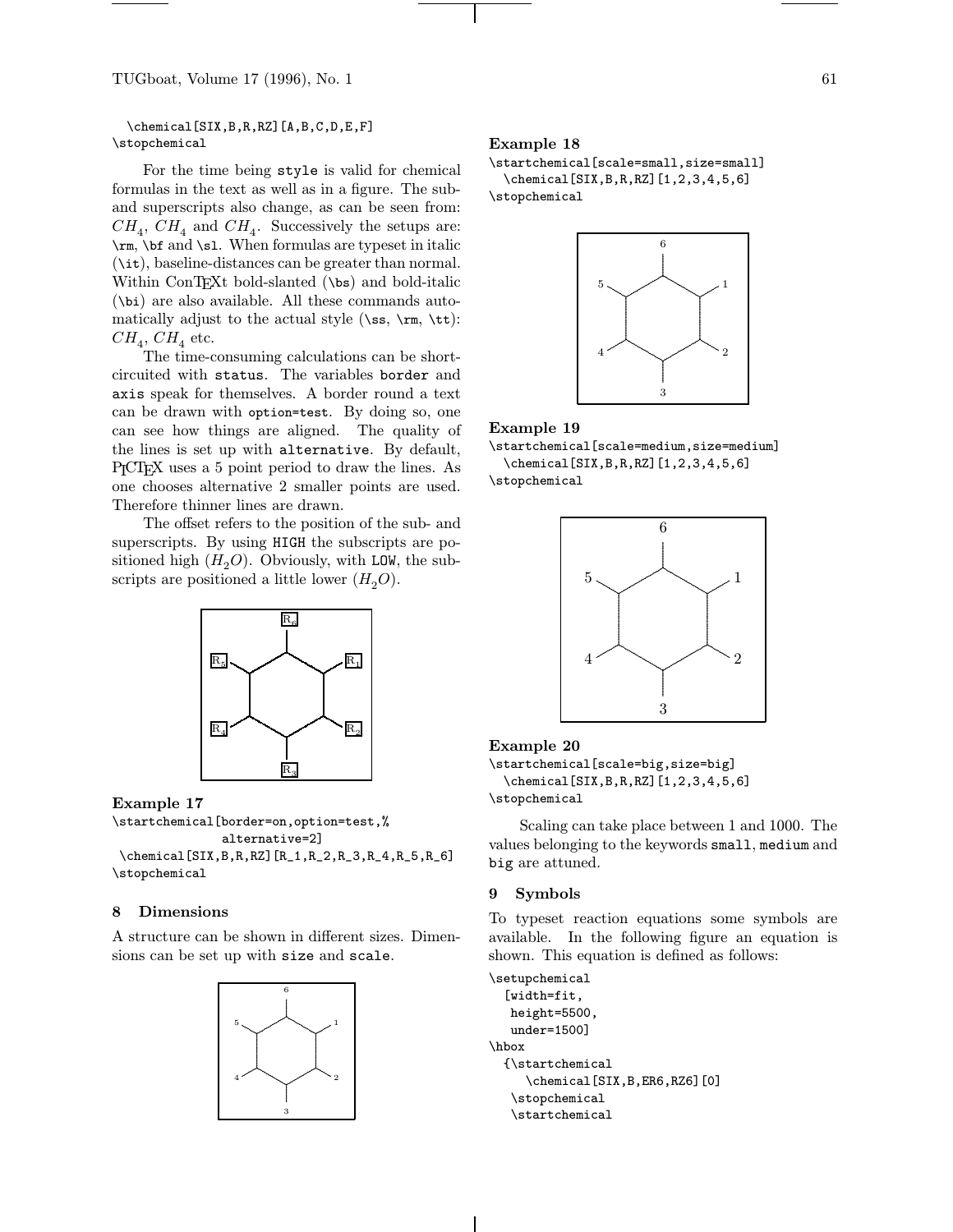```
  \chemical[SIX,B,R,RZ][A,B,C,D,E,F]
\stopchemical
```

For the time being style is valid for chemical formulas in the text as well as in a figure. The sub- and superscripts also change, as can be seen from: $CH_4$, $CH_4$ and $CH_4$. Successively the setups are: \rm, \bf and \sl. When formulas are typeset in italic (\it), baseline-distances can be greater than normal. Within ConTEXt bold-slanted (\bs) and bold-italic (\bi) are also available. All these commands automatically adjust to the actual style (\ss, \rm, \tt): $CH_4$, $CH_4$ etc.

The time-consuming calculations can be short-circuited with status. The variables border and axis speak for themselves. A border round a text can be drawn with option=test. By doing so, one can see how things are aligned. The quality of the lines is set up with alternative. By default, PICTEX uses a 5 point period to draw the lines. As one chooses alternative 2 smaller points are used. Therefore thinner lines are drawn.

The offset refers to the position of the sub- and superscripts. By using HIGH the subscripts are positioned high ($H_2O$). Obviously, with LOW, the subscripts are positioned a little lower ($H_2O$).

R6
R5
R1
R4
R2
R3

**Example 17**

```
\startchemical[border=on,option=test,%
               alternative=2]
 \chemical[SIX,B,R,RZ][R_1,R_2,R_3,R_4,R_5,R_6]
\stopchemical
```

## 8 Dimensions

A structure can be shown in different sizes. Dimensions can be set up with size and scale.

6
5
1
4
2
3

**Example 18**

```
\startchemical[scale=small,size=small]
  \chemical[SIX,B,R,RZ][1,2,3,4,5,6]
\stopchemical
```

6
5
1
4
2
3

**Example 19**

```
\startchemical[scale=medium,size=medium]
  \chemical[SIX,B,R,RZ][1,2,3,4,5,6]
\stopchemical
```

6
5
1
4
2
3

**Example 20**

```
\startchemical[scale=big,size=big]
  \chemical[SIX,B,R,RZ][1,2,3,4,5,6]
\stopchemical
```

Scaling can take place between 1 and 1000. The values belonging to the keywords small, medium and big are attuned.

## 9 Symbols

To typeset reaction equations some symbols are available. In the following figure an equation is shown. This equation is defined as follows:

```
\setupchemical
  [width=fit,
   height=5500,
   under=1500]
\hbox
  {\startchemical
     \chemical[SIX,B,ER6,RZ6][0]
   \stopchemical
   \startchemical
```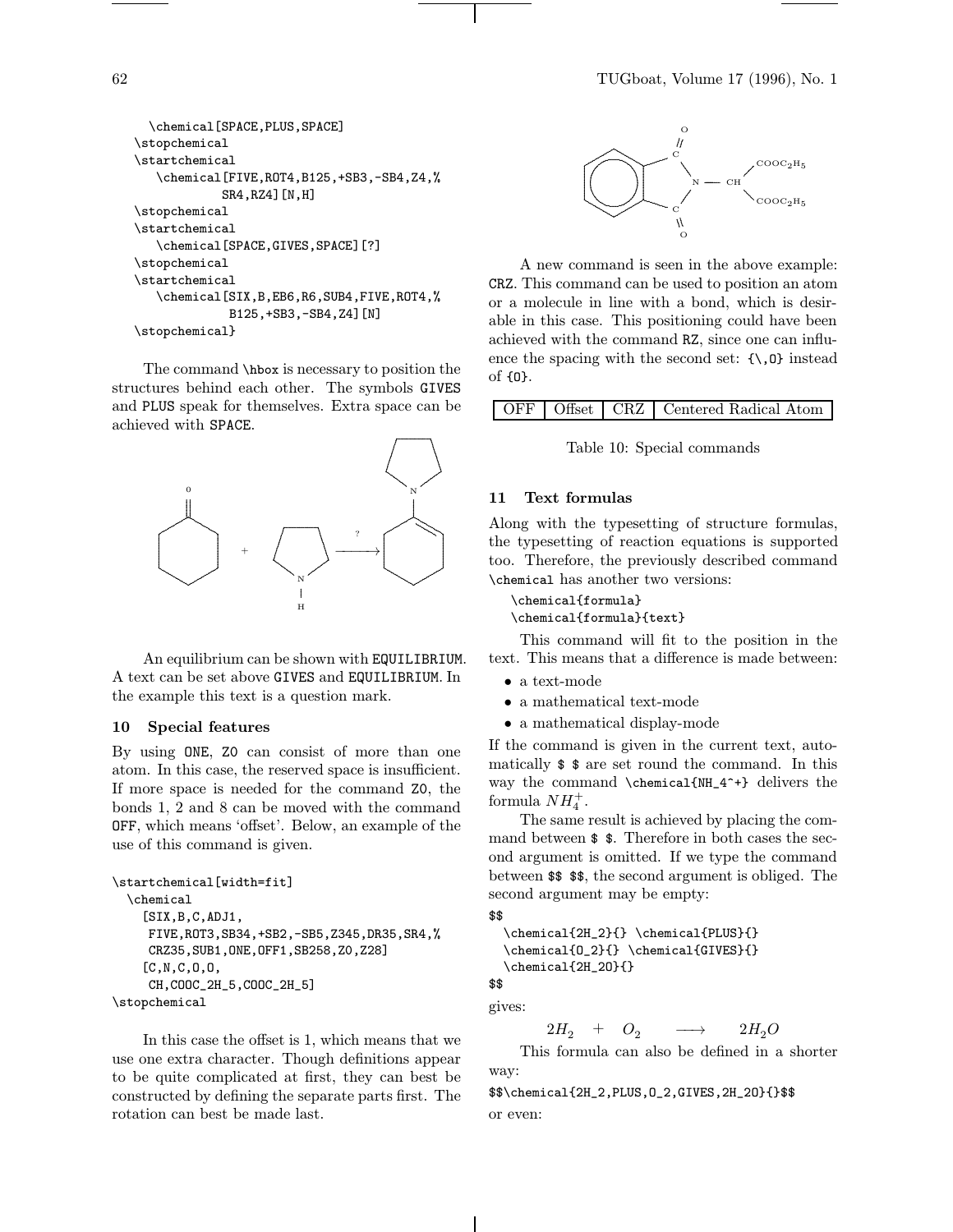```
    \chemical[SPACE,PLUS,SPACE]
  \stopchemical
  \startchemical
    \chemical[FIVE,ROT4,B125,+SB3,-SB4,Z4,%
              SR4,RZ4][N,H]
  \stopchemical
  \startchemical
    \chemical[SPACE,GIVES,SPACE][?]
  \stopchemical
  \startchemical
    \chemical[SIX,B,EB6,R6,SUB4,FIVE,ROT4,%
              B125,+SB3,-SB4,Z4][N]
  \stopchemical}
```

The command `\hbox` is necessary to position the structures behind each other. The symbols GIVES and PLUS speak for themselves. Extra space can be achieved with SPACE.

An equilibrium can be shown with EQUILIBRIUM. A text can be set above GIVES and EQUILIBRIUM. In the example this text is a question mark.

## 10 Special features

By using ONE, Z0 can consist of more than one atom. In this case, the reserved space is insufficient. If more space is needed for the command Z0, the bonds 1, 2 and 8 can be moved with the command OFF, which means 'offset'. Below, an example of the use of this command is given.

```
\startchemical[width=fit]
  \chemical
    [SIX,B,C,ADJ1,
     FIVE,ROT3,SB34,+SB2,-SB5,Z345,DR35,SR4,%
     CRZ35,SUB1,ONE,OFF1,SB258,Z0,Z28]
    [C,N,C,O,O,
     CH,COOC_2H_5,COOC_2H_5]
\stopchemical
```

In this case the offset is 1, which means that we use one extra character. Though definitions appear to be quite complicated at first, they can best be constructed by defining the separate parts first. The rotation can best be made last.

A new command is seen in the above example: CRZ. This command can be used to position an atom or a molecule in line with a bond, which is desirable in this case. This positioning could have been achieved with the command RZ, since one can influence the spacing with the second set: {\,O} instead of {O}.

| OFF | Offset | CRZ | Centered Radical Atom |
|---|---|---|---|

Table 10: Special commands

## 11 Text formulas

Along with the typesetting of structure formulas, the typesetting of reaction equations is supported too. Therefore, the previously described command `\chemical` has another two versions:

```
\chemical{formula}
\chemical{formula}{text}
```

This command will fit to the position in the text. This means that a difference is made between:

- a text-mode
- a mathematical text-mode
- a mathematical display-mode

If the command is given in the current text, automatically `$ $` are set round the command. In this way the command `\chemical{NH_4^+}` delivers the formula $NH_4^+$.

The same result is achieved by placing the command between `$ $`. Therefore in both cases the second argument is omitted. If we type the command between `$$ $$`, the second argument is obliged. The second argument may be empty:

```
$$
  \chemical{2H_2}{} \chemical{PLUS}{}
  \chemical{O_2}{} \chemical{GIVES}{}
  \chemical{2H_2O}{}
$$
```

gives:

$$2H_2 \quad + \quad O_2 \quad \longrightarrow \quad 2H_2O$$

This formula can also be defined in a shorter way:

```
$$\chemical{2H_2,PLUS,O_2,GIVES,2H_2O}{}$$
```

or even: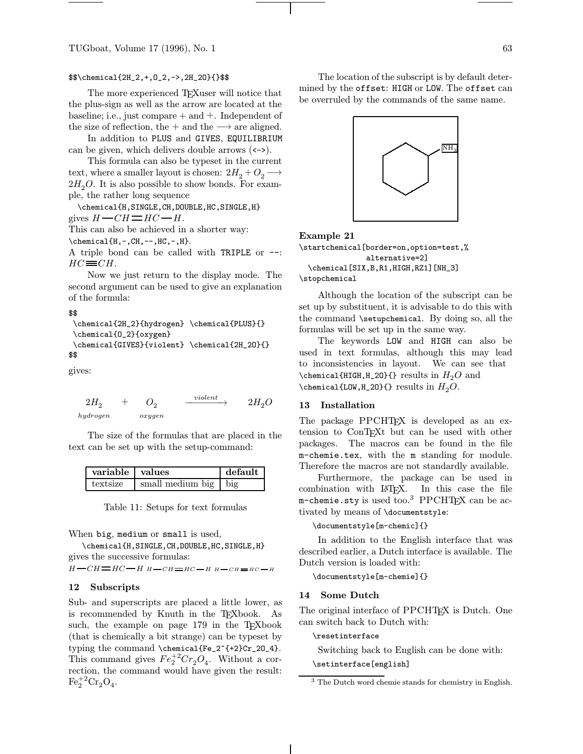```
$$\chemical{2H_2,+,O_2,->,2H_2O}{}$$
```

The more experienced TEXuser will notice that the plus-sign as well as the arrow are located at the baseline; i.e., just compare + and +. Independent of the size of reflection, the + and the ⟶ are aligned.

In addition to `PLUS` and `GIVES`, `EQUILIBRIUM` can be given, which delivers double arrows (`<->`).

This formula can also be typeset in the current text, where a smaller layout is chosen: $2H_2 + O_2 \longrightarrow 2H_2O$. It is also possible to show bonds. For example, the rather long sequence

`\chemical{H,SINGLE,CH,DOUBLE,HC,SINGLE,H}`

gives $H — CH = HC — H$.

This can also be achieved in a shorter way: `\chemical{H,-,CH,--,HC,-,H}`.

A triple bond can be called with `TRIPLE` or `--`: $HC \equiv CH$.

Now we just return to the display mode. The second argument can be used to give an explanation of the formula:

```
$$
 \chemical{2H_2}{hydrogen} \chemical{PLUS}{}
 \chemical{O_2}{oxygen}
 \chemical{GIVES}{violent} \chemical{2H_2O}{}
$$
```

gives:

$$\underset{hydrogen}{2H_2} \quad + \quad \underset{oxygen}{O_2} \quad \xrightarrow{violent} \quad 2H_2O$$

The size of the formulas that are placed in the text can be set up with the setup-command:

| variable | values | default |
|---|---|---|
| textsize | small medium big | big |

Table 11: Setups for text formulas

When `big`, `medium` or `small` is used,

`\chemical{H,SINGLE,CH,DOUBLE,HC,SINGLE,H}`

gives the successive formulas:

$H — CH = HC — H$ $H — CH = HC — H$ $H — CH = HC — H$

## 12 Subscripts

Sub- and superscripts are placed a little lower, as is recommended by Knuth in the TEXbook. As such, the example on page 179 in the TEXbook (that is chemically a bit strange) can be typeset by typing the command `\chemical{Fe_2^{+2}Cr_2O_4}`. This command gives $Fe_2^{+2}Cr_2O_4$. Without a correction, the command would have given the result: $\mathrm{Fe}_2^{+2}\mathrm{Cr}_2\mathrm{O}_4$.

The location of the subscript is by default determined by the `offset`: `HIGH` or `LOW`. The `offset` can be overruled by the commands of the same name.

**Example 21**

```
\startchemical[border=on,option=test,%
              alternative=2]
  \chemical[SIX,B,R1,HIGH,RZ1][NH_3]
\stopchemical
```

Although the location of the subscript can be set up by substituent, it is advisable to do this with the command `\setupchemical`. By doing so, all the formulas will be set up in the same way.

The keywords `LOW` and `HIGH` can also be used in text formulas, although this may lead to inconsistencies in layout. We can see that `\chemical{HIGH,H_2O}{}` results in $H_2O$ and `\chemical{LOW,H_2O}{}` results in $H_2O$.

## 13 Installation

The package PPCHTEX is developed as an extension to ConTEXt but can be used with other packages. The macros can be found in the file `m-chemie.tex`, with the `m` standing for module. Therefore the macros are not standardly available.

Furthermore, the package can be used in combination with LATEX. In this case the file `m-chemie.sty` is used too.[3] PPCHTEX can be activated by means of `\documentstyle`:

`\documentstyle[m-chemic]{}`

In addition to the English interface that was described earlier, a Dutch interface is available. The Dutch version is loaded with:

`\documentstyle[m-chemie]{}`

## 14 Some Dutch

The original interface of PPCHTEX is Dutch. One can switch back to Dutch with:

`\resetinterface`

Switching back to English can be done with:

`\setinterface[english]`

[3] The Dutch word chemie stands for chemistry in English.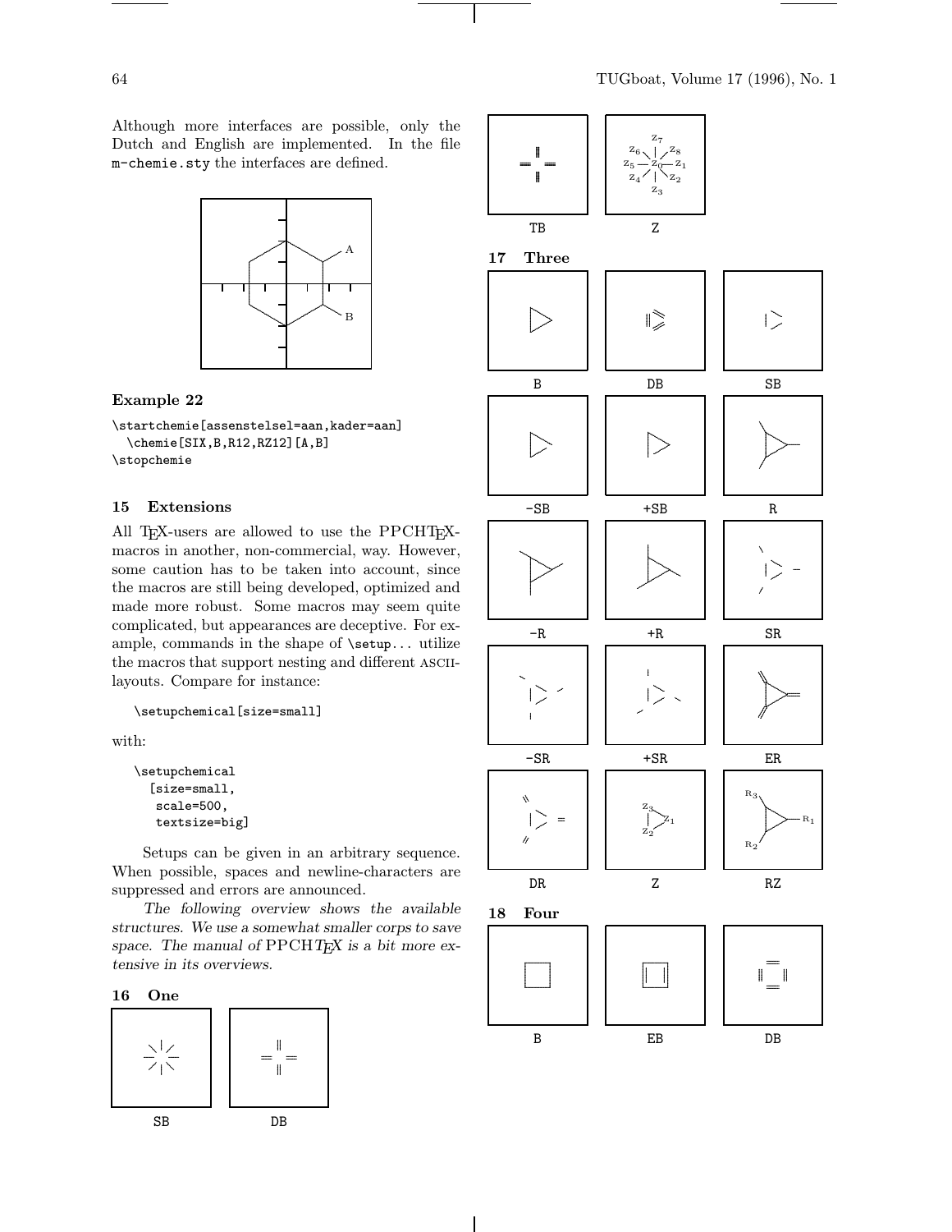Although more interfaces are possible, only the Dutch and English are implemented. In the file m-chemie.sty the interfaces are defined.

A

B

**Example 22**

```
\startchemie[assenstelsel=aan,kader=aan]
  \chemie[SIX,B,R12,RZ12][A,B]
\stopchemie
```

## 15 Extensions

All TEX-users are allowed to use the PPCHTEX-macros in another, non-commercial, way. However, some caution has to be taken into account, since the macros are still being developed, optimized and made more robust. Some macros may seem quite complicated, but appearances are deceptive. For example, commands in the shape of `\setup...` utilize the macros that support nesting and different ASCII-layouts. Compare for instance:

```
\setupchemical[size=small]
```

with:

```
\setupchemical
  [size=small,
   scale=500,
   textsize=big]
```

Setups can be given in an arbitrary sequence. When possible, spaces and newline-characters are suppressed and errors are announced.

*The following overview shows the available structures. We use a somewhat smaller corps to save space. The manual of PPCHTEX is a bit more extensive in its overviews.*

## 16 One

SB

DB

TB

$z_7$ $z_6$ $z_8$ $z_5$ $z_0$ $z_1$ $z_4$ $z_2$ $z_3$

Z

## 17 Three

B

DB

SB

-SB

+SB

R

-R

+R

SR

-SR

+SR

ER

DR

$z_3$ $z_1$ $z_2$

Z

$R_3$ $R_1$ $R_2$

RZ

## 18 Four

B

EB

DB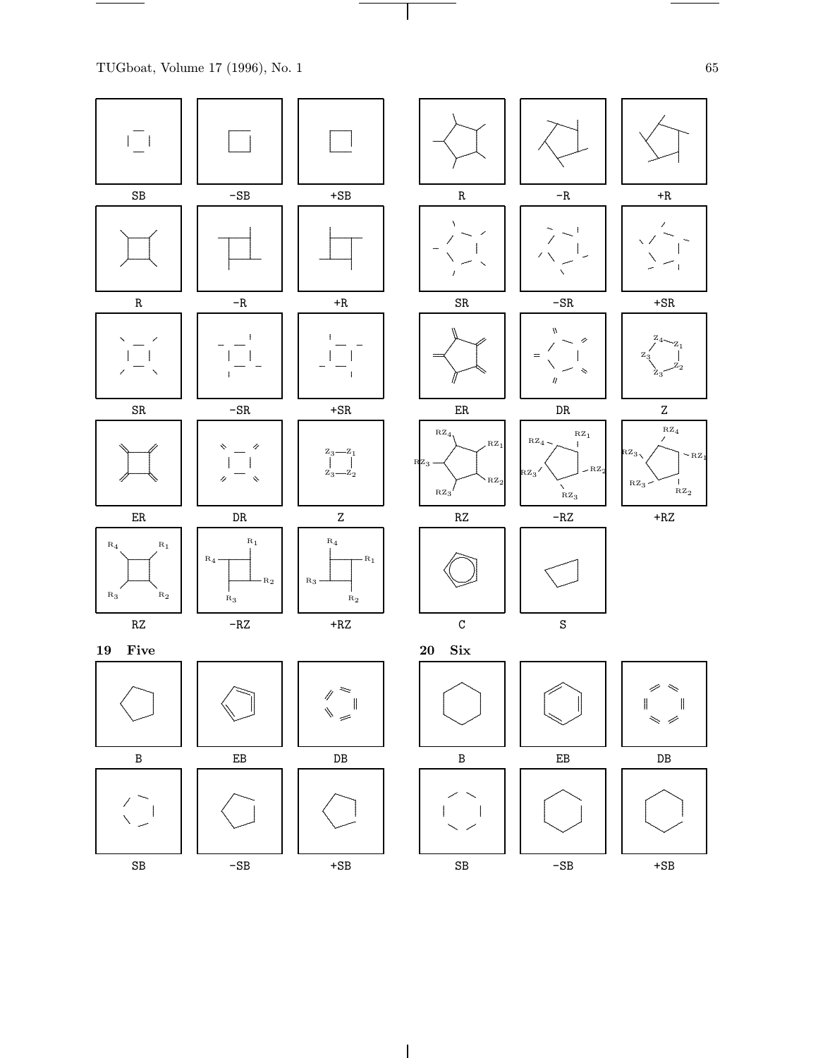SB

−SB

+SB

R

−R

+R

R

−R

+R

SR

−SR

+SR

SR

−SR

+SR

ER

DR

Z

ER

DR

Z

RZ

−RZ

+RZ

RZ

−RZ

+RZ

C

S

## 19 Five

B

EB

DB

SB

−SB

+SB

## 20 Six

B

EB

DB

SB

−SB

+SB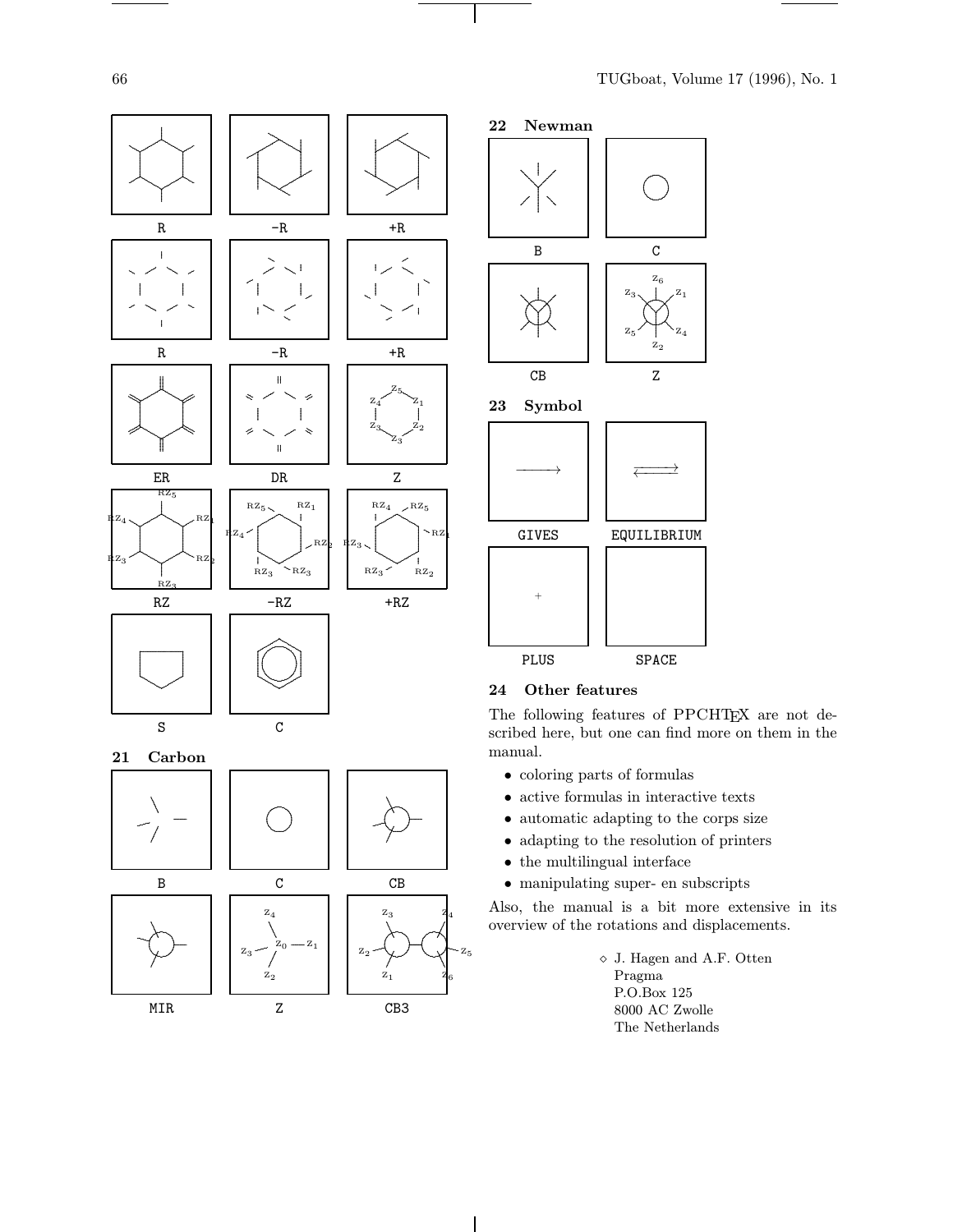R

-R

+R

R

-R

+R

ER

DR

Z

RZ

-RZ

+RZ

S

C

## 21 Carbon

B

C

CB

MIR

Z

CB3

## 22 Newman

B

C

CB

Z

## 23 Symbol

GIVES

EQUILIBRIUM

PLUS

SPACE

## 24 Other features

The following features of PPCHTEX are not described here, but one can find more on them in the manual.

- coloring parts of formulas
- active formulas in interactive texts
- automatic adapting to the corps size
- adapting to the resolution of printers
- the multilingual interface
- manipulating super- en subscripts

Also, the manual is a bit more extensive in its overview of the rotations and displacements.

◇ J. Hagen and A.F. Otten
Pragma
P.O.Box 125
8000 AC Zwolle
The Netherlands